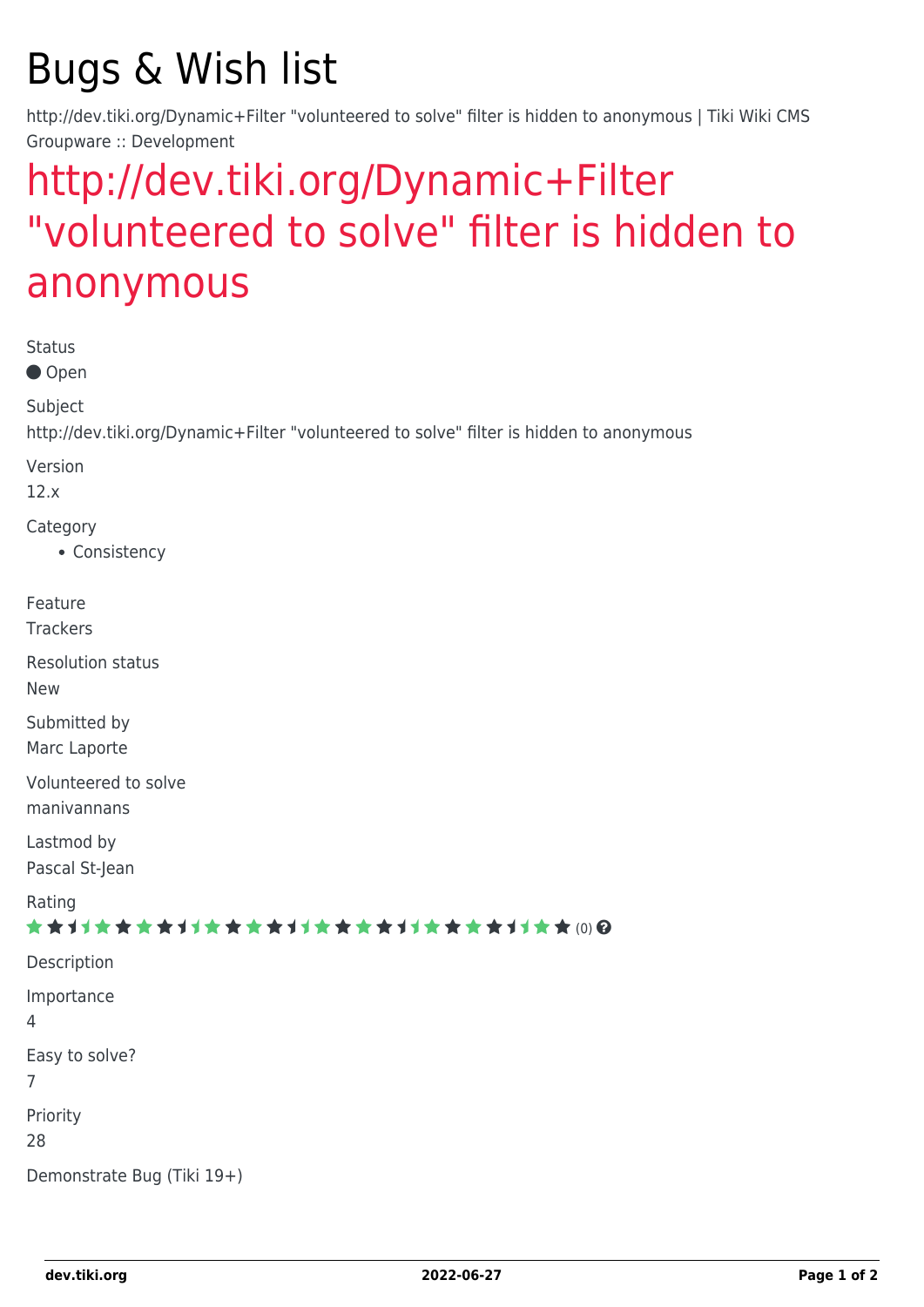# Bugs & Wish list

http://dev.tiki.org/Dynamic+Filter "volunteered to solve" filter is hidden to anonymous | Tiki Wiki CMS Groupware :: Development

## http://dev.tiki.org/Dynamic+Filter "volunteered to solve" filter is hidden to anonymous

Status

● Open

Subject

http://dev.tiki.org/Dynamic+Filter "volunteered to solve" filter is hidden to anonymous

Version

12.x

Category

- Consistency

Feature

Trackers

Resolution status

New

Submitted by

Marc Laporte

Volunteered to solve

manivannans

Lastmod by

Pascal St-Jean

Rating

(0)

Description

Importance

4

Easy to solve?

7

Priority

28

Demonstrate Bug (Tiki 19+)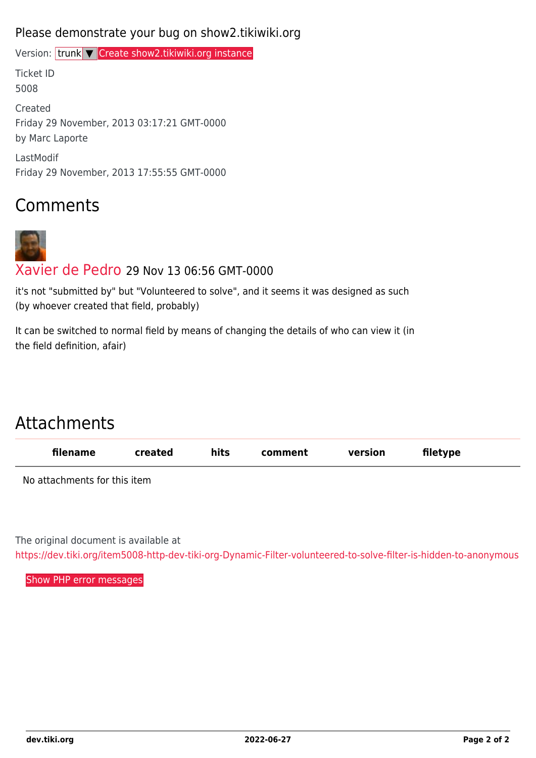Please demonstrate your bug on show2.tikiwiki.org

Version: trunk ▼ Create show2.tikiwiki.org instance

Ticket ID
5008

Created
Friday 29 November, 2013 03:17:21 GMT-0000
by Marc Laporte

LastModif
Friday 29 November, 2013 17:55:55 GMT-0000

## Comments

Xavier de Pedro 29 Nov 13 06:56 GMT-0000

it's not "submitted by" but "Volunteered to solve", and it seems it was designed as such (by whoever created that field, probably)

It can be switched to normal field by means of changing the details of who can view it (in the field definition, afair)

## Attachments

| filename | created | hits | comment | version | filetype |
|---|---|---|---|---|---|
| No attachments for this item | | | | | |

The original document is available at
https://dev.tiki.org/item5008-http-dev-tiki-org-Dynamic-Filter-volunteered-to-solve-filter-is-hidden-to-anonymous

Show PHP error messages